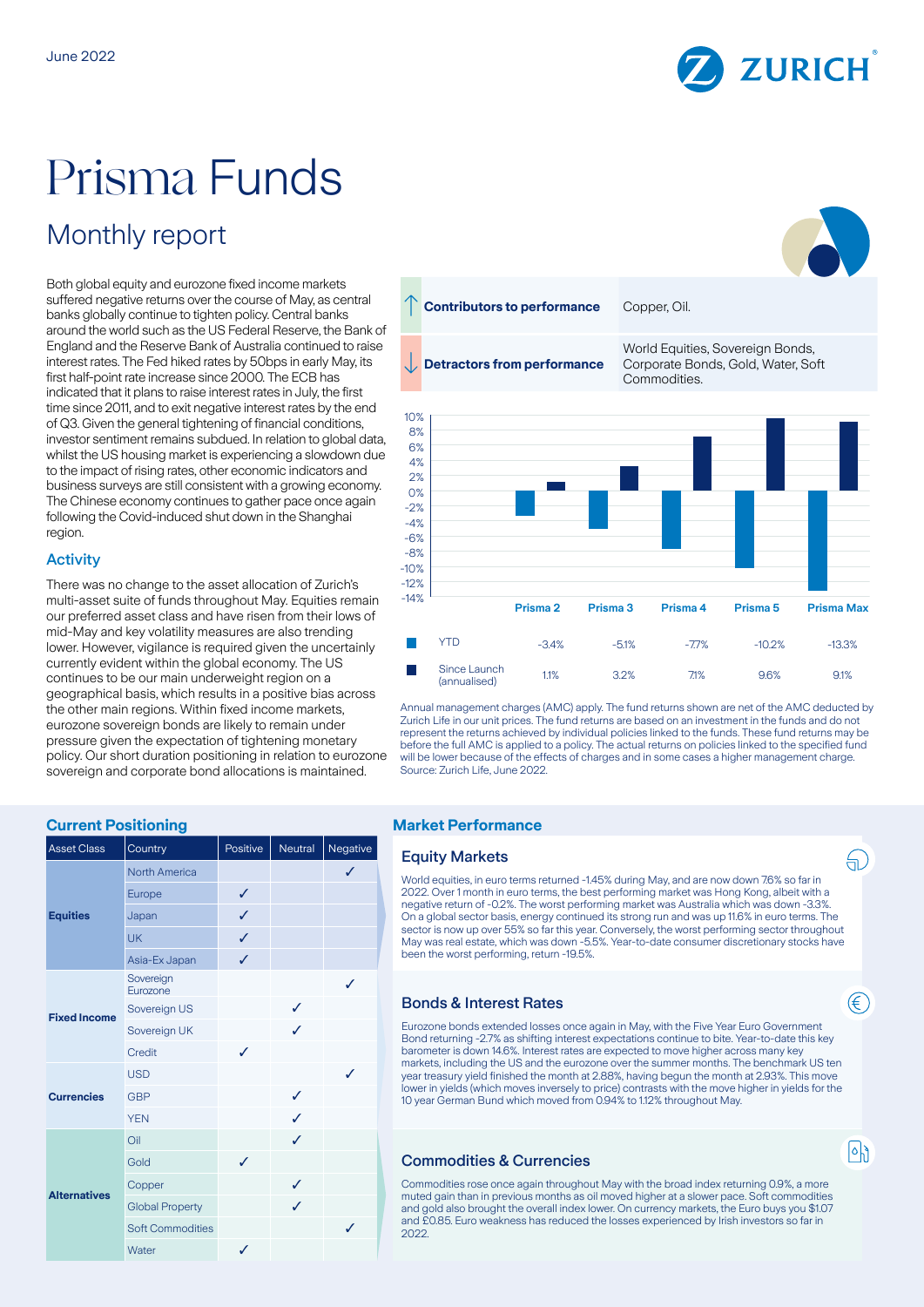June 2022

# Prisma Funds

## Monthly report

Both global equity and eurozone fixed income markets suffered negative returns over the course of May, as central banks globally continue to tighten policy. Central banks around the world such as the US Federal Reserve, the Bank of England and the Reserve Bank of Australia continued to raise interest rates. The Fed hiked rates by 50bps in early May, its first half-point rate increase since 2000. The ECB has indicated that it plans to raise interest rates in July, the first time since 2011, and to exit negative interest rates by the end of Q3. Given the general tightening of financial conditions, investor sentiment remains subdued. In relation to global data, whilst the US housing market is experiencing a slowdown due to the impact of rising rates, other economic indicators and business surveys are still consistent with a growing economy. The Chinese economy continues to gather pace once again following the Covid-induced shut down in the Shanghai region.

### Activity

There was no change to the asset allocation of Zurich's multi-asset suite of funds throughout May. Equities remain our preferred asset class and have risen from their lows of mid-May and key volatility measures are also trending lower. However, vigilance is required given the uncertainly currently evident within the global economy. The US continues to be our main underweight region on a geographical basis, which results in a positive bias across the other main regions. Within fixed income markets, eurozone sovereign bonds are likely to remain under pressure given the expectation of tightening monetary policy. Our short duration positioning in relation to eurozone sovereign and corporate bond allocations is maintained.

| | |
|---|---|
| ↑ **Contributors to performance** | Copper, Oil. |
| ↓ **Detractors from performance** | World Equities, Sovereign Bonds, Corporate Bonds, Gold, Water, Soft Commodities. |

| | Prisma 2 | Prisma 3 | Prisma 4 | Prisma 5 | Prisma Max |
|---|---|---|---|---|---|
| YTD | -3.4% | -5.1% | -7.7% | -10.2% | -13.3% |
| Since Launch (annualised) | 1.1% | 3.2% | 7.1% | 9.6% | 9.1% |

Annual management charges (AMC) apply. The fund returns shown are net of the AMC deducted by Zurich Life in our unit prices. The fund returns are based on an investment in the funds and do not represent the returns achieved by individual policies linked to the funds. These fund returns may be before the full AMC is applied to a policy. The actual returns on policies linked to the specified fund will be lower because of the effects of charges and in some cases a higher management charge. Source: Zurich Life, June 2022.

### Current Positioning

| Asset Class | Country | Positive | Neutral | Negative |
|---|---|---|---|---|
| **Equities** | North America | | | ✓ |
| | Europe | ✓ | | |
| | Japan | ✓ | | |
| | UK | ✓ | | |
| | Asia-Ex Japan | ✓ | | |
| **Fixed Income** | Sovereign Eurozone | | | ✓ |
| | Sovereign US | | ✓ | |
| | Sovereign UK | | ✓ | |
| | Credit | ✓ | | |
| **Currencies** | USD | | | ✓ |
| | GBP | | ✓ | |
| | YEN | | ✓ | |
| **Alternatives** | Oil | | ✓ | |
| | Gold | ✓ | | |
| | Copper | | ✓ | |
| | Global Property | | ✓ | |
| | Soft Commodities | | | ✓ |
| | Water | ✓ | | |

### Market Performance

#### Equity Markets

World equities, in euro terms returned -1.45% during May, and are now down 7.6% so far in 2022. Over 1 month in euro terms, the best performing market was Hong Kong, albeit with a negative return of -0.2%. The worst performing market was Australia which was down -3.3%. On a global sector basis, energy continued its strong run and was up 11.6% in euro terms. The sector is now up over 55% so far this year. Conversely, the worst performing sector throughout May was real estate, which was down -5.5%. Year-to-date consumer discretionary stocks have been the worst performing, return -19.5%.

#### Bonds & Interest Rates

Eurozone bonds extended losses once again in May, with the Five Year Euro Government Bond returning -2.7% as shifting interest expectations continue to bite. Year-to-date this key barometer is down 14.6%. Interest rates are expected to move higher across many key markets, including the US and the eurozone over the summer months. The benchmark US ten year treasury yield finished the month at 2.88%, having begun the month at 2.93%. This move lower in yields (which moves inversely to price) contrasts with the move higher in yields for the 10 year German Bund which moved from 0.94% to 1.12% throughout May.

#### Commodities & Currencies

Commodities rose once again throughout May with the broad index returning 0.9%, a more muted gain than in previous months as oil moved higher at a slower pace. Soft commodities and gold also brought the overall index lower. On currency markets, the Euro buys you $1.07 and £0.85. Euro weakness has reduced the losses experienced by Irish investors so far in 2022.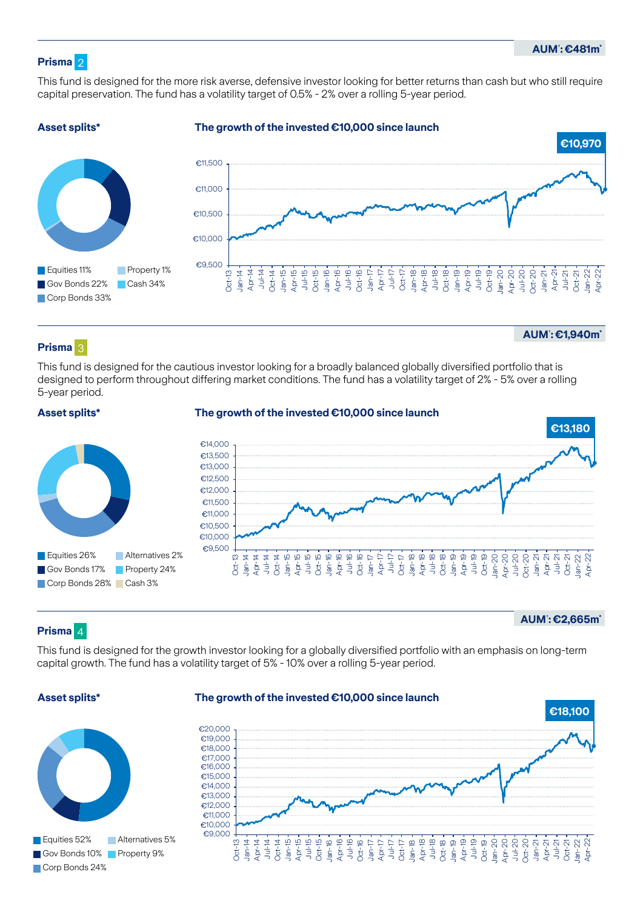AUM[1]: €481m*

## Prisma 2

This fund is designed for the more risk averse, defensive investor looking for better returns than cash but who still require capital preservation. The fund has a volatility target of 0.5% - 2% over a rolling 5-year period.

**Asset splits***

- Equities 11%
- Property 1%
- Gov Bonds 22%
- Cash 34%
- Corp Bonds 33%

**The growth of the invested €10,000 since launch**

€10,970

AUM[1]: €1,940m*

## Prisma 3

This fund is designed for the cautious investor looking for a broadly balanced globally diversified portfolio that is designed to perform throughout differing market conditions. The fund has a volatility target of 2% - 5% over a rolling 5-year period.

**Asset splits***

- Equities 26%
- Alternatives 2%
- Gov Bonds 17%
- Property 24%
- Corp Bonds 28%
- Cash 3%

**The growth of the invested €10,000 since launch**

€13,180

AUM[1]: €2,665m*

## Prisma 4

This fund is designed for the growth investor looking for a globally diversified portfolio with an emphasis on long-term capital growth. The fund has a volatility target of 5% - 10% over a rolling 5-year period.

**Asset splits***

- Equities 52%
- Alternatives 5%
- Gov Bonds 10%
- Property 9%
- Corp Bonds 24%

**The growth of the invested €10,000 since launch**

€18,100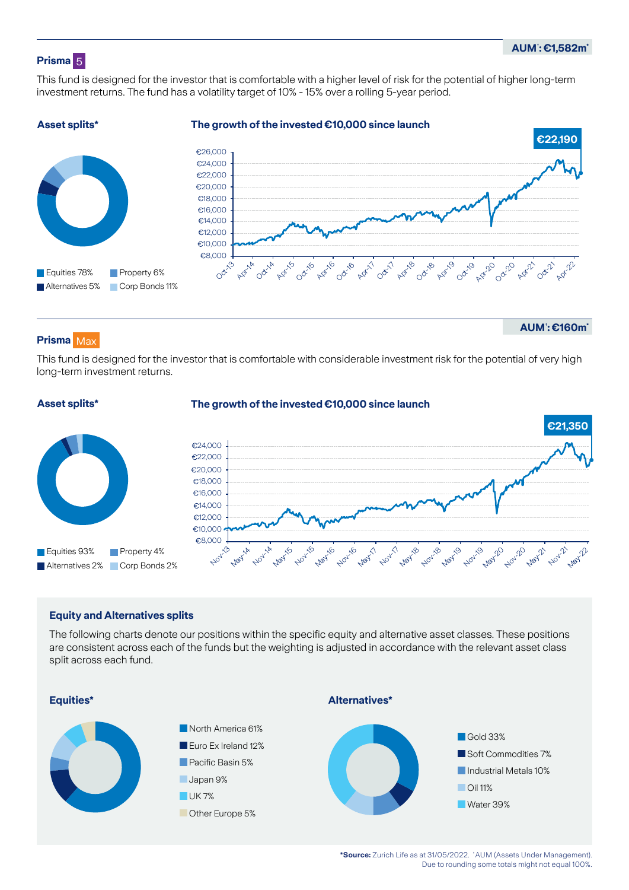**AUM^: €1,582m***

## Prisma 5

This fund is designed for the investor that is comfortable with a higher level of risk for the potential of higher long-term investment returns. The fund has a volatility target of 10% - 15% over a rolling 5-year period.

### Asset splits*

- Equities 78%
- Property 6%
- Alternatives 5%
- Corp Bonds 11%

### The growth of the invested €10,000 since launch

€22,190

**AUM^: €160m***

## Prisma Max

This fund is designed for the investor that is comfortable with considerable investment risk for the potential of very high long-term investment returns.

### Asset splits*

- Equities 93%
- Property 4%
- Alternatives 2%
- Corp Bonds 2%

### The growth of the invested €10,000 since launch

€21,350

### Equity and Alternatives splits

The following charts denote our positions within the specific equity and alternative asset classes. These positions are consistent across each of the funds but the weighting is adjusted in accordance with the relevant asset class split across each fund.

### Equities*

- North America 61%
- Euro Ex Ireland 12%
- Pacific Basin 5%
- Japan 9%
- UK 7%
- Other Europe 5%

### Alternatives*

- Gold 33%
- Soft Commodities 7%
- Industrial Metals 10%
- Oil 11%
- Water 39%

***Source:** Zurich Life as at 31/05/2022. ^AUM (Assets Under Management). Due to rounding some totals might not equal 100%.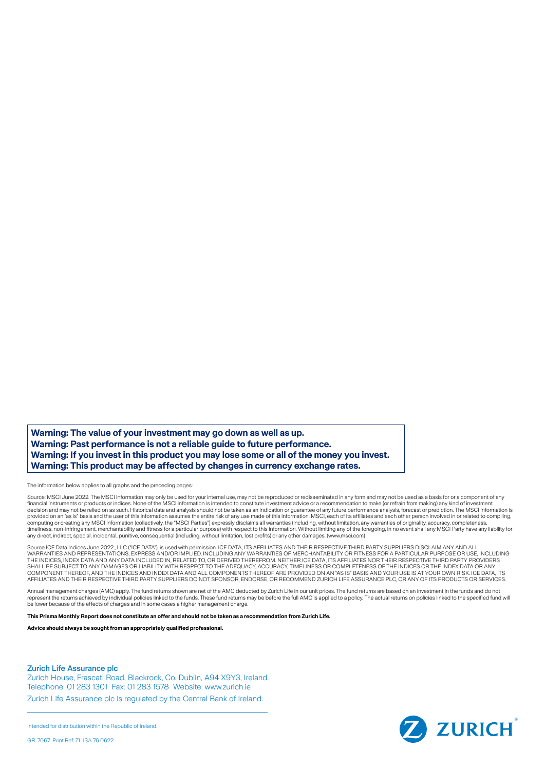**Warning: The value of your investment may go down as well as up.**
**Warning: Past performance is not a reliable guide to future performance.**
**Warning: If you invest in this product you may lose some or all of the money you invest.**
**Warning: This product may be affected by changes in currency exchange rates.**

The information below applies to all graphs and the preceding pages:

Source: MSCI June 2022. The MSCI information may only be used for your internal use, may not be reproduced or redisseminated in any form and may not be used as a basis for or a component of any financial instruments or products or indices. None of the MSCI information is intended to constitute investment advice or a recommendation to make (or refrain from making) any kind of investment decision and may not be relied on as such. Historical data and analysis should not be taken as an indication or guarantee of any future performance analysis, forecast or prediction. The MSCI information is provided on an "as is" basis and the user of this information assumes the entire risk of any use made of this information. MSCI, each of its affiliates and each other person involved in or related to compiling, computing or creating any MSCI information (collectively, the "MSCI Parties") expressly disclaims all warranties (including, without limitation, any warranties of originality, accuracy, completeness, timeliness, non-infringement, merchantability and fitness for a particular purpose) with respect to this information. Without limiting any of the foregoing, in no event shall any MSCI Party have any liability for any direct, indirect, special, incidental, punitive, consequential (including, without limitation, lost profits) or any other damages. (www.msci.com)

Source ICE Data Indices June 2022., LLC ("ICE DATA"), is used with permission. ICE DATA, ITS AFFILIATES AND THEIR RESPECTIVE THIRD PARTY SUPPLIERS DISCLAIM ANY AND ALL WARRANTIES AND REPRESENTATIONS, EXPRESS AND/OR IMPLIED, INCLUDING ANY WARRANTIES OF MERCHANTABILITY OR FITNESS FOR A PARTICULAR PURPOSE OR USE, INCLUDING THE INDICES, INDEX DATA AND ANY DATA INCLUDED IN, RELATED TO, OR DERIVED THEREFROM. NEITHER ICE DATA, ITS AFFILIATES NOR THEIR RESPECTIVE THIRD PARTY PROVIDERS SHALL BE SUBJECT TO ANY DAMAGES OR LIABILITY WITH RESPECT TO THE ADEQUACY, ACCURACY, TIMELINESS OR COMPLETENESS OF THE INDICES OR THE INDEX DATA OR ANY COMPONENT THEREOF, AND THE INDICES AND INDEX DATA AND ALL COMPONENTS THEREOF ARE PROVIDED ON AN "AS IS" BASIS AND YOUR USE IS AT YOUR OWN RISK. ICE DATA, ITS AFFILIATES AND THEIR RESPECTIVE THIRD PARTY SUPPLIERS DO NOT SPONSOR, ENDORSE, OR RECOMMEND ZURICH LIFE ASSURANCE PLC, OR ANY OF ITS PRODUCTS OR SERVICES.

Annual management charges (AMC) apply. The fund returns shown are net of the AMC deducted by Zurich Life in our unit prices. The fund returns are based on an investment in the funds and do not represent the returns achieved by individual policies linked to the funds. These fund returns may be before the full AMC is applied to a policy. The actual returns on policies linked to the specified fund will be lower because of the effects of charges and in some cases a higher management charge.

**This Prisma Monthly Report does not constitute an offer and should not be taken as a recommendation from Zurich Life.**

**Advice should always be sought from an appropriately qualified professional.**

**Zurich Life Assurance plc**
Zurich House, Frascati Road, Blackrock, Co. Dublin, A94 X9Y3, Ireland.
Telephone: 01 283 1301 Fax: 01 283 1578 Website: www.zurich.ie
Zurich Life Assurance plc is regulated by the Central Bank of Ireland.

Intended for distribution within the Republic of Ireland.

GR: 7067 Print Ref: ZL ISA 76 0622

ZURICH